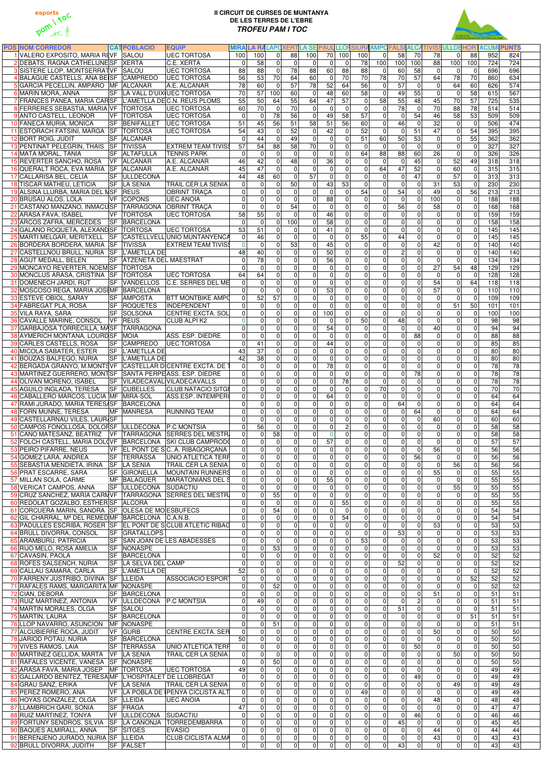# II CIRCUIT DE CURSES DE MUNTANYA DE LES TERRES DE L'EBRE

## *TROFEU PAM I TOC*

| POS | NOM CORREDOR | CAT | POBLACIO | EQUIP | MIRA | LA RA | LAPC | XERT | LA SE | PAUL | LLOF | SIURA | AMPO | FALSE | ALCA | TIVISS | ULLDE | HORT | ACUM | PUNTS |
|---|---|---|---|---|---|---|---|---|---|---|---|---|---|---|---|---|---|---|---|---|
| 1 | VALERO EXPOSITO, MARIA RE | VF | SALOU | UEC TORTOSA | 100 | 100 | 0 | 88 | 100 | 70 | 100 | 100 | 0 | 58 | 70 | 78 | 0 | 88 | 952 | 824 |
| 2 | DEBATS, RAGNA CATHELIJNE | SF | XERTA | C.E. XERTA | 0 | 58 | 0 | 0 | 0 | 0 | 0 | 78 | 100 | 100 | 100 | 88 | 100 | 100 | 724 | 724 |
| 3 | SISTERE LLOP, MONTSERRAT | VF | SALOU | UEC TORTOSA | 88 | 88 | 0 | 78 | 88 | 60 | 88 | 88 | 0 | 60 | 58 | 0 | 0 | 0 | 696 | 696 |
| 4 | BALAGUE CASTELLS, ANA BE | SF | CAMPREDO | UEC TORTOSA | 56 | 53 | 70 | 64 | 60 | 0 | 70 | 70 | 78 | 70 | 57 | 64 | 78 | 70 | 860 | 634 |
| 5 | GARCIA PECELLIN, AMPARO | MF | ALCANAR | A.E. ALCANAR | 78 | 60 | 0 | 57 | 78 | 52 | 64 | 56 | 0 | 57 | 0 | 0 | 64 | 60 | 626 | 574 |
| 6 | MARIN MORA, ANNA | SF | LA VALL D'UIX | UEC TORTOSA | 70 | 57 | 100 | 60 | 0 | 48 | 60 | 58 | 0 | 49 | 55 | 0 | 0 | 58 | 615 | 567 |
| 7 | FRANCES PANEA, MARIA CAR | SF | L'AMETLLA DE | C.N. REUS PLOMS | 55 | 50 | 64 | 55 | 64 | 47 | 57 | 0 | 58 | 55 | 48 | 45 | 70 | 57 | 725 | 535 |
| 8 | FERRERES SEBASTIA, MARIA | VF | TORTOSA | UEC TORTOSA | 60 | 70 | 0 | 70 | 0 | 0 | 0 | 0 | 0 | 78 | 0 | 70 | 88 | 78 | 514 | 514 |
| 9 | ANTO CASTELL, LEONOR | VF | TORTOSA | UEC TORTOSA | 0 | 0 | 78 | 56 | 0 | 49 | 58 | 57 | 0 | 0 | 54 | 46 | 58 | 53 | 509 | 509 |
| 10 | FANECA MURIA, MONICA | SF | BENIFALLET | UEC TORTOSA | 51 | 45 | 56 | 51 | 58 | 51 | 56 | 60 | 0 | 46 | 0 | 32 | 0 | 0 | 506 | 474 |
| 11 | ESTORACH FATSINI, MARGA | SF | TORTOSA | UEC TORTOSA | 54 | 43 | 0 | 52 | 0 | 42 | 0 | 52 | 0 | 0 | 51 | 47 | 0 | 54 | 395 | 395 |
| 12 | BORT ROIG, JUDIT | SF | ALCANAR | | 0 | 44 | 0 | 49 | 0 | 0 | 0 | 51 | 60 | 50 | 53 | 0 | 0 | 55 | 362 | 362 |
| 13 | PENTINAT PELEGRIN, THAIS | SF | TIVISSA | EXTREM TEAM TIVISS | 57 | 54 | 88 | 58 | 70 | 0 | 0 | 0 | 0 | 0 | 0 | 0 | 0 | 0 | 327 | 327 |
| 14 | MATA MORAL, TANIA | SF | ALTAFULLA | TENNIS PARK | 0 | 0 | 0 | 0 | 0 | 0 | 0 | 64 | 88 | 88 | 60 | 26 | 0 | 0 | 326 | 326 |
| 15 | REVERTER SANCHO, ROSA | VF | ALCANAR | A.E. ALCANAR | 46 | 42 | 0 | 48 | 0 | 36 | 0 | 0 | 0 | 0 | 45 | 0 | 52 | 49 | 318 | 318 |
| 16 | QUERALT ROCA, EVA MARIA | SF | ALCANAR | A.E. ALCANAR | 45 | 47 | 0 | 0 | 0 | 0 | 0 | 0 | 64 | 47 | 52 | 0 | 60 | 0 | 315 | 315 |
| 17 | CALLARISA BEL, CELIA | SF | ULLDECONA | | 44 | 48 | 60 | 0 | 57 | 0 | 0 | 0 | 0 | 0 | 47 | 0 | 57 | 0 | 313 | 313 |
| 18 | TISCAR MATHEU, LETICIA | SF | LA SENIA | TRAIL CER LA SENIA | 0 | 0 | 0 | 50 | 0 | 43 | 53 | 0 | 0 | 0 | 0 | 31 | 53 | 0 | 230 | 230 |
| 19 | ALSINA LLURBA, MARIA DEL M | SF | REUS | OBRINT TRAÇA | 0 | 0 | 0 | 0 | 0 | 0 | 0 | 54 | 0 | 54 | 0 | 49 | 0 | 56 | 213 | 213 |
| 20 | BRUSAU ALOS, LOLA | VF | COPONS | UEC ANOIA | 0 | 0 | 0 | 0 | 0 | 88 | 0 | 0 | 0 | 0 | 0 | 100 | 0 | 0 | 188 | 188 |
| 21 | CASTAÑO MANZANO, INMACU | SF | TARRAGONA | OBRINT TRAÇA | 0 | 0 | 0 | 54 | 0 | 0 | 0 | 0 | 0 | 56 | 0 | 58 | 0 | 0 | 168 | 168 |
| 22 | ARASA FAVA, ISABEL | VF | TORTOSA | UEC TORTOSA | 58 | 55 | 0 | 0 | 0 | 46 | 0 | 0 | 0 | 0 | 0 | 0 | 0 | 0 | 159 | 159 |
| 23 | ARCOS ZAFRA, MERCEDES | SF | BARCELONA | | 0 | 0 | 0 | 100 | 0 | 58 | 0 | 0 | 0 | 0 | 0 | 0 | 0 | 0 | 158 | 158 |
| 24 | GALANO ROQUETA, ALEXAND | SF | TORTOSA | UEC TORTOSA | 53 | 51 | 0 | 0 | 0 | 41 | 0 | 0 | 0 | 0 | 0 | 0 | 0 | 0 | 145 | 145 |
| 25 | MARTI MELGAR, MERITXELL | SF | CASTELLVELL | UNIO MUNTANYENCA | 0 | 46 | 0 | 0 | 0 | 0 | 0 | 55 | 0 | 44 | 0 | 0 | 0 | 0 | 145 | 145 |
| 26 | BORDERA BORDERA, MARIA | SF | TIVISSA | EXTREM TEAM TIVISS | 0 | 0 | 0 | 53 | 0 | 45 | 0 | 0 | 0 | 0 | 0 | 42 | 0 | 0 | 140 | 140 |
| 27 | CASTELLNOU BRULL, NURIA | SF | L'AMETLLA DE | | 48 | 40 | 0 | 0 | 0 | 50 | 0 | 0 | 0 | 2 | 0 | 0 | 0 | 0 | 140 | 140 |
| 28 | AGUT MEDALL, BELEN | SF | ATZENETA DEL MAESTRAT | | 0 | 78 | 0 | 0 | 0 | 56 | 0 | 0 | 0 | 0 | 0 | 0 | 0 | 0 | 134 | 134 |
| 29 | MONCAYO REVERTER, NOEMI | SF | TORTOSA | | 0 | 0 | 0 | 0 | 0 | 0 | 0 | 0 | 0 | 0 | 0 | 27 | 54 | 48 | 129 | 129 |
| 30 | MONCLUS ARASA, CRISTINA | SF | TORTOSA | UEC TORTOSA | 64 | 64 | 0 | 0 | 0 | 0 | 0 | 0 | 0 | 0 | 0 | 0 | 0 | 0 | 128 | 128 |
| 31 | DOMENECH JARDI, RUT | SF | VANDELLOS | C.E. SERRES DEL ME | 0 | 0 | 0 | 0 | 0 | 0 | 0 | 0 | 0 | 0 | 0 | 54 | 0 | 64 | 118 | 118 |
| 32 | MOSCOSO REGA, MARIA JOSE | MF | BARCELONA | | 0 | 0 | 0 | 0 | 0 | 53 | 0 | 0 | 0 | 0 | 0 | 57 | 0 | 0 | 110 | 110 |
| 33 | ESTEVE OBIOL, SARAY | SF | AMPOSTA | BTT MONTBIKE AMPO | 0 | 52 | 57 | 0 | 0 | 0 | 0 | 0 | 0 | 0 | 0 | 0 | 0 | 0 | 109 | 109 |
| 34 | FABREGAT PLA, ROSA | SF | ROQUETES | INDEPENDENT | 0 | 0 | 0 | 0 | 0 | 0 | 0 | 0 | 0 | 0 | 0 | 0 | 51 | 50 | 101 | 101 |
| 35 | VILA RAYA, SARA | SF | SOLSONA | CENTRE EXCTA. SOL | 0 | 0 | 0 | 0 | 0 | 100 | 0 | 0 | 0 | 0 | 0 | 0 | 0 | 0 | 100 | 100 |
| 36 | CAVALLE MARINE, CONSOL | VF | REUS | CLUB ALPI K2 | 0 | 0 | 0 | 0 | 0 | 0 | 0 | 50 | 0 | 48 | 0 | 0 | 0 | 0 | 98 | 98 |
| 37 | GARBAJOSA TORRECILLA, MA | SF | TARRAGONA | | 0 | 0 | 0 | 0 | 0 | 54 | 0 | 0 | 0 | 0 | 0 | 40 | 0 | 0 | 94 | 94 |
| 38 | AYMERICH MONTANA, LOURD | SF | MOIA | ASS. ESP. DIEDRE | 0 | 0 | 0 | 0 | 0 | 0 | 0 | 0 | 0 | 0 | 88 | 0 | 0 | 0 | 88 | 88 |
| 39 | CARLES CASTELLS, ROSA | SF | CAMPREDO | UEC TORTOSA | 0 | 41 | 0 | 0 | 0 | 44 | 0 | 0 | 0 | 0 | 0 | 0 | 0 | 0 | 85 | 85 |
| 40 | MICOLA SABATER, ESTER | SF | L'AMETLLA DE | | 43 | 37 | 0 | 0 | 0 | 0 | 0 | 0 | 0 | 0 | 0 | 0 | 0 | 0 | 80 | 80 |
| 41 | BOUZAS BALFEGO, NURIA | SF | L'AMETLLA DE | | 42 | 38 | 0 | 0 | 0 | 0 | 0 | 0 | 0 | 0 | 0 | 0 | 0 | 0 | 80 | 80 |
| 42 | BERGADA GRANYO, M.MONTS | VF | CASTELLAR D | CENTRE EXCTA. DE T | 0 | 0 | 0 | 0 | 0 | 78 | 0 | 0 | 0 | 0 | 0 | 0 | 0 | 0 | 78 | 78 |
| 43 | MARTINEZ GUERRERO, MONT | SF | SANTA PERPE | ASS. ESP. DIEDRE | 0 | 0 | 0 | 0 | 0 | 0 | 0 | 0 | 0 | 0 | 78 | 0 | 0 | 0 | 78 | 78 |
| 44 | OLIVAN MORENO, ISABEL | SF | VILADECAVAL | VILADECAVALLS | 0 | 0 | 0 | 0 | 0 | 0 | 78 | 0 | 0 | 0 | 0 | 0 | 0 | 0 | 78 | 78 |
| 45 | AGUILO INGLADA, TERESA | SF | CUBELLES | CLUB NATACIO SITGE | 0 | 0 | 0 | 0 | 0 | 0 | 0 | 0 | 70 | 0 | 0 | 0 | 0 | 0 | 70 | 70 |
| 46 | CABALLERO MARCOS, LUCIA | MF | MIRA-SOL | ASS.ESP. INTEMPERI | 0 | 0 | 0 | 0 | 0 | 64 | 0 | 0 | 0 | 0 | 0 | 0 | 0 | 0 | 64 | 64 |
| 47 | RAMI JURADO, MARIA TERESA | SF | BARCELONA | | 0 | 0 | 0 | 0 | 0 | 0 | 0 | 0 | 0 | 64 | 0 | 0 | 0 | 0 | 64 | 64 |
| 48 | FORN MUNNE, TERESA | MF | MANRESA | RUNNING TEAM | 0 | 0 | 0 | 0 | 0 | 0 | 0 | 0 | 0 | 0 | 64 | 0 | 0 | 0 | 64 | 64 |
| 49 | CASTELLARNAU VILES, LAURA | SF | | | 0 | 0 | 0 | 0 | 0 | 0 | 0 | 0 | 0 | 0 | 0 | 60 | 0 | 0 | 60 | 60 |
| 50 | CAMPOS FONOLLOSA, DOLORS | SF | ULLDECONA | P.C MONTSIA | 0 | 56 | 0 | 0 | 0 | 0 | 2 | 0 | 0 | 0 | 0 | 0 | 0 | 0 | 58 | 58 |
| 51 | CANO MATESANZ, BEATRIZ | VF | TARRAGONA | SERRES DEL MESTR | 0 | 0 | 58 | 0 | 0 | 0 | 0 | 0 | 0 | 0 | 0 | 0 | 0 | 0 | 58 | 58 |
| 52 | FOLCH CASTELL, MARIA DOLO | VF | BARCELONA | SKI CLUB CAMPRODO | 0 | 0 | 0 | 0 | 0 | 57 | 0 | 0 | 0 | 0 | 0 | 0 | 0 | 0 | 57 | 57 |
| 53 | PEIRO PIFARRE, NEUS | VF | EL PONT DE S | C. A. RIBAGORÇANA | 0 | 0 | 0 | 0 | 0 | 0 | 0 | 0 | 0 | 0 | 0 | 56 | 0 | 0 | 56 | 56 |
| 54 | GOMEZ LARA, ANDREA | SF | TERRASSA | UNIO ATLETICA TERR | 0 | 0 | 0 | 0 | 0 | 0 | 0 | 0 | 0 | 0 | 56 | 0 | 0 | 0 | 56 | 56 |
| 55 | SEBASTIA MENDIETA, IRINA | SF | LA SENIA | TRAIL CER LA SENIA | 0 | 0 | 0 | 0 | 0 | 0 | 0 | 0 | 0 | 0 | 0 | 0 | 56 | 0 | 56 | 56 |
| 56 | PRAT ESCARRE, SARA | SF | GIRONELLA | MOUNTAIN RUNNERS | 0 | 0 | 0 | 0 | 0 | 0 | 0 | 0 | 0 | 0 | 0 | 55 | 0 | 0 | 55 | 55 |
| 57 | MILLAN SOLA, CARME | MF | BALAGUER | MARATONIANS DEL S | 0 | 0 | 0 | 0 | 0 | 55 | 0 | 0 | 0 | 0 | 0 | 0 | 0 | 0 | 55 | 55 |
| 58 | VERICAT CAMPOS, ANNA | SF | ULLDECONA | SUDACTIU | 0 | 0 | 0 | 0 | 0 | 0 | 0 | 0 | 0 | 0 | 0 | 0 | 55 | 0 | 55 | 55 |
| 59 | CRUZ SANCHEZ, MARIA CARM | VF | TARRAGONA | SERRES DEL MESTR | 0 | 0 | 55 | 0 | 0 | 0 | 0 | 0 | 0 | 0 | 0 | 0 | 0 | 0 | 55 | 55 |
| 60 | REDOLAT GOZALBO, ESTHER | SF | ALCORA | | 0 | 0 | 0 | 0 | 0 | 0 | 55 | 0 | 0 | 0 | 0 | 0 | 0 | 0 | 55 | 55 |
| 61 | CORCUERA MARIN, SANDRA | SF | OLESA DE MO | ESBUFECS | 0 | 0 | 54 | 0 | 0 | 0 | 0 | 0 | 0 | 0 | 0 | 0 | 0 | 0 | 54 | 54 |
| 62 | GIL CHARRAL, Mª DEL REMED | MF | BARCELONA | C.A.N.B. | 0 | 0 | 0 | 0 | 0 | 0 | 54 | 0 | 0 | 0 | 0 | 0 | 0 | 0 | 54 | 54 |
| 63 | PADULLES ESCRIBA, ROSER | SF | EL PONT DE S | CLUB ATLETIC RIBAG | 0 | 0 | 0 | 0 | 0 | 0 | 0 | 0 | 0 | 0 | 0 | 53 | 0 | 0 | 53 | 53 |
| 64 | BRULL DIVORRA, CONSOL | SF | GRATALLOPS | | 0 | 0 | 0 | 0 | 0 | 0 | 0 | 0 | 0 | 53 | 0 | 0 | 0 | 0 | 53 | 53 |
| 65 | ARAMBURU, PATRICIA | SF | SAN JOAN DE LES ABADESSES | | 0 | 0 | 0 | 0 | 0 | 0 | 0 | 53 | 0 | 0 | 0 | 0 | 0 | 0 | 53 | 53 |
| 66 | RIJO MELO, ROSA AMELIA | SF | NONASPE | | 0 | 0 | 53 | 0 | 0 | 0 | 0 | 0 | 0 | 0 | 0 | 0 | 0 | 0 | 53 | 53 |
| 67 | CAVASIN, PAOLA | SF | BARCELONA | | 0 | 0 | 0 | 0 | 0 | 0 | 0 | 0 | 0 | 0 | 0 | 52 | 0 | 0 | 52 | 52 |
| 68 | ROFES SALSENCH, NURIA | SF | LA SELVA DEL CAMP | | 0 | 0 | 0 | 0 | 0 | 0 | 0 | 0 | 0 | 52 | 0 | 0 | 0 | 0 | 52 | 52 |
| 69 | CALLAU SAMARA, CARLA | SF | L'AMETLLA DE | | 52 | 0 | 0 | 0 | 0 | 0 | 0 | 0 | 0 | 0 | 0 | 0 | 0 | 0 | 52 | 52 |
| 70 | FARRENY JUSTRIBO, DIVINA | SF | LLEIDA | ASSOCIACIO ESPORT | 0 | 0 | 0 | 0 | 0 | 0 | 0 | 0 | 0 | 0 | 0 | 0 | 0 | 52 | 52 | 52 |
| 71 | RAFALES RAMS, MARGARITA | MF | NONASPE | | 0 | 0 | 52 | 0 | 0 | 0 | 0 | 0 | 0 | 0 | 0 | 0 | 0 | 0 | 52 | 52 |
| 72 | CIAN, DEBORA | SF | BARCELONA | | 0 | 0 | 0 | 0 | 0 | 0 | 0 | 0 | 0 | 0 | 0 | 51 | 0 | 0 | 51 | 51 |
| 73 | RUIZ MARTINEZ, ANTONIA | VF | ULLDECONA | P.C MONTSIA | 0 | 49 | 0 | 0 | 0 | 0 | 0 | 0 | 0 | 0 | 2 | 0 | 0 | 0 | 51 | 51 |
| 74 | MARTIN MORALES, OLGA | SF | SALOU | | 0 | 0 | 0 | 0 | 0 | 0 | 0 | 0 | 0 | 51 | 0 | 0 | 0 | 0 | 51 | 51 |
| 75 | MARTIN, LAURA | SF | BARCELONA | | 0 | 0 | 0 | 0 | 0 | 0 | 0 | 0 | 0 | 0 | 0 | 0 | 0 | 51 | 51 | 51 |
| 76 | LLOP NAVARRO, ASUNCION | MF | NONASPE | | 0 | 0 | 51 | 0 | 0 | 0 | 0 | 0 | 0 | 0 | 0 | 0 | 0 | 0 | 51 | 51 |
| 77 | ALCUBIERRE ROCA, JUDIT | VF | GURB | CENTRE EXCTA. SER | 0 | 0 | 0 | 0 | 0 | 0 | 0 | 0 | 0 | 0 | 0 | 50 | 0 | 0 | 50 | 50 |
| 78 | JARIOD POTAU, NURIA | SF | BARCELONA | | 50 | 0 | 0 | 0 | 0 | 0 | 0 | 0 | 0 | 0 | 0 | 0 | 0 | 0 | 50 | 50 |
| 79 | VIVES RAMOS, LAIA | SF | TERRASSA | UNIO ATLETICA TERR | 0 | 0 | 0 | 0 | 0 | 0 | 0 | 0 | 0 | 0 | 50 | 0 | 0 | 0 | 50 | 50 |
| 80 | MARTINEZ GELLIDA, MARTA | VF | LA SENIA | TRAIL CER LA SENIA | 0 | 0 | 0 | 0 | 0 | 0 | 0 | 0 | 0 | 0 | 0 | 0 | 50 | 0 | 50 | 50 |
| 81 | RAFALES VICENTE, VANESA | SF | NONASPE | | 0 | 0 | 50 | 0 | 0 | 0 | 0 | 0 | 0 | 0 | 0 | 0 | 0 | 0 | 50 | 50 |
| 82 | ARASA FAVA, MARIA JOSEP | MF | TORTOSA | UEC TORTOSA | 49 | 0 | 0 | 0 | 0 | 0 | 0 | 0 | 0 | 0 | 0 | 0 | 0 | 0 | 49 | 49 |
| 83 | GALLARDO BENITEZ, TERESA | MF | L'HOSPITALET DE LLOBREGAT | | 0 | 0 | 0 | 0 | 0 | 0 | 0 | 0 | 0 | 0 | 49 | 0 | 0 | 0 | 49 | 49 |
| 84 | GRAU SANZ, ERIKA | VF | LA SENIA | TRAIL CER LA SENIA | 0 | 0 | 0 | 0 | 0 | 0 | 0 | 0 | 0 | 0 | 0 | 0 | 49 | 0 | 49 | 49 |
| 85 | PEREZ ROMERO, ANA | VF | LA POBLA DE | PENYA CICLISTA ALT | 0 | 0 | 0 | 0 | 0 | 0 | 0 | 49 | 0 | 0 | 0 | 0 | 0 | 0 | 49 | 49 |
| 86 | HOYAS GONZALEZ, OLGA | SF | LLEIDA | UEC ANOIA | 0 | 0 | 0 | 0 | 0 | 0 | 0 | 0 | 0 | 0 | 0 | 48 | 0 | 0 | 48 | 48 |
| 87 | LLAMBRICH GARI, SONIA | SF | FRAGA | | 47 | 0 | 0 | 0 | 0 | 0 | 0 | 0 | 0 | 0 | 0 | 0 | 0 | 0 | 47 | 47 |
| 88 | RUIZ MARTINEZ, TONYA | VF | ULLDECONA | SUDACTIU | 0 | 0 | 0 | 0 | 0 | 0 | 0 | 0 | 0 | 0 | 46 | 0 | 0 | 0 | 46 | 46 |
| 89 | FORTUNY SENDROS, SILVIA | SF | LA CANONJA | TORREDEMBARRA | 0 | 0 | 0 | 0 | 0 | 0 | 0 | 0 | 0 | 45 | 0 | 0 | 0 | 0 | 45 | 45 |
| 90 | BAQUES ALMIRALL, ANNA | SF | SITGES | EVASIO | 0 | 0 | 0 | 0 | 0 | 0 | 0 | 0 | 0 | 0 | 0 | 44 | 0 | 0 | 44 | 44 |
| 91 | BERENJENO JURADO, NURIA | SF | LLEIDA | CLUB CICLISTA ALMA | 0 | 0 | 0 | 0 | 0 | 0 | 0 | 0 | 0 | 0 | 0 | 43 | 0 | 0 | 43 | 43 |
| 92 | BRULL DIVORRA, JUDITH | SF | FALSET | | 0 | 0 | 0 | 0 | 0 | 0 | 0 | 0 | 0 | 43 | 0 | 0 | 0 | 0 | 43 | 43 |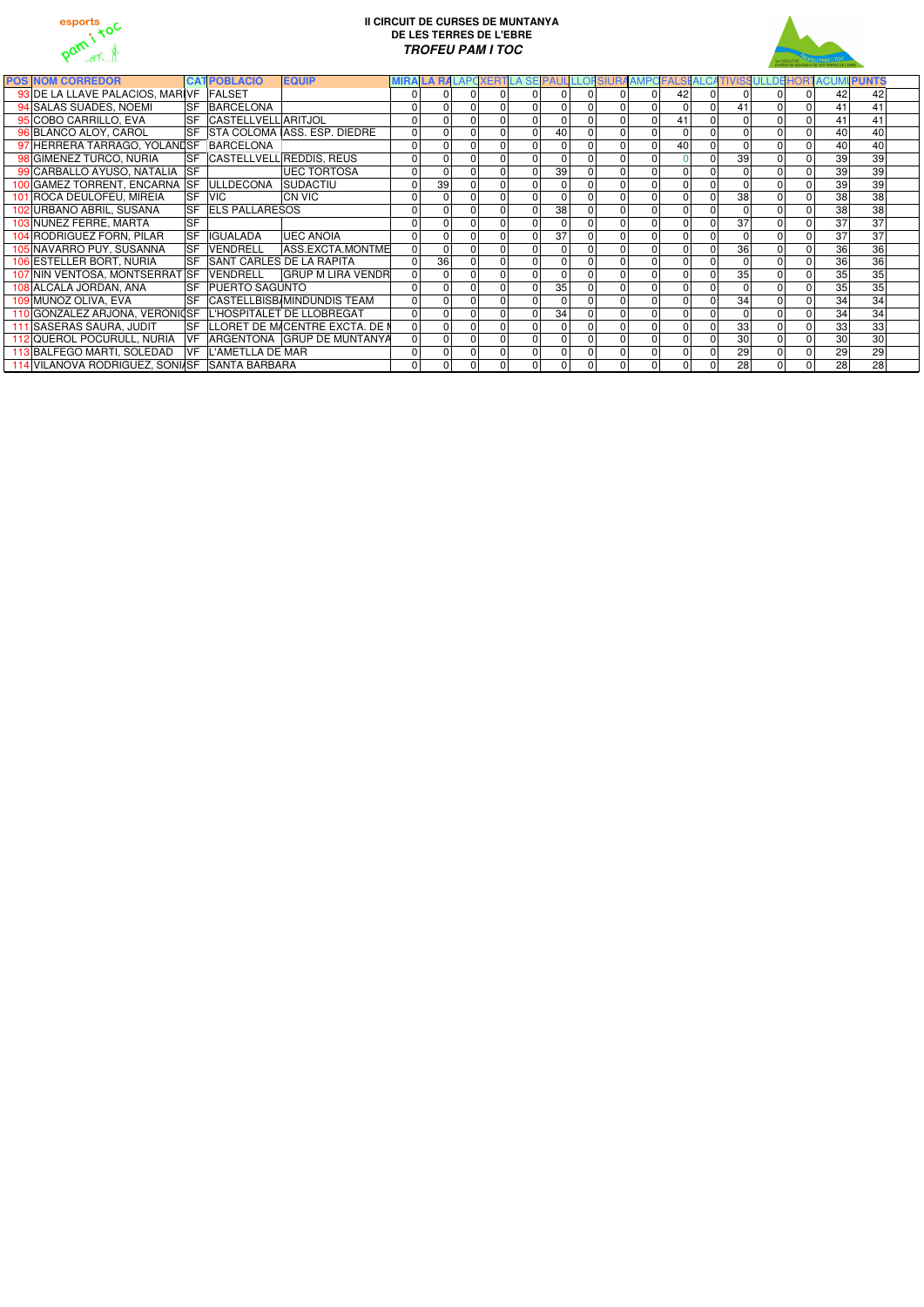**II CIRCUIT DE CURSES DE MUNTANYA DE LES TERRES DE L'EBRE**

***TROFEU PAM I TOC***

| POS | NOM CORREDOR | CAT | POBLACIO | EQUIP | MIRA | LA RA | LAPO | XERT | LA SE | PAUL | LLOR | SIURA | AMPO | FALSE | ALCA | TIVISS | ULLDE | HORT | ACUMU | PUNTS |
|---|---|---|---|---|---|---|---|---|---|---|---|---|---|---|---|---|---|---|---|---|
| 93 | DE LA LLAVE PALACIOS, MARI | VF | FALSET | | 0 | 0 | 0 | 0 | 0 | 0 | 0 | 0 | 0 | 42 | 0 | 0 | 0 | 0 | 42 | 42 |
| 94 | SALAS SUADES, NOEMI | SF | BARCELONA | | 0 | 0 | 0 | 0 | 0 | 0 | 0 | 0 | 0 | 0 | 0 | 41 | 0 | 0 | 41 | 41 |
| 95 | COBO CARRILLO, EVA | SF | CASTELLVELL | ARITJOL | 0 | 0 | 0 | 0 | 0 | 0 | 0 | 0 | 0 | 41 | 0 | 0 | 0 | 0 | 41 | 41 |
| 96 | BLANCO ALOY, CAROL | SF | STA COLOMA | ASS. ESP. DIEDRE | 0 | 0 | 0 | 0 | 0 | 40 | 0 | 0 | 0 | 0 | 0 | 0 | 0 | 0 | 40 | 40 |
| 97 | HERRERA TARRAGO, YOLAND | SF | BARCELONA | | 0 | 0 | 0 | 0 | 0 | 0 | 0 | 0 | 0 | 40 | 0 | 0 | 0 | 0 | 40 | 40 |
| 98 | GIMENEZ TURCO, NURIA | SF | CASTELLVELL | REDDIS, REUS | 0 | 0 | 0 | 0 | 0 | 0 | 0 | 0 | 0 | 0 | 0 | 39 | 0 | 0 | 39 | 39 |
| 99 | CARBALLO AYUSO, NATALIA | SF | | UEC TORTOSA | 0 | 0 | 0 | 0 | 0 | 39 | 0 | 0 | 0 | 0 | 0 | 0 | 0 | 0 | 39 | 39 |
| 100 | GAMEZ TORRENT, ENCARNA | SF | ULLDECONA | SUDACTIU | 0 | 39 | 0 | 0 | 0 | 0 | 0 | 0 | 0 | 0 | 0 | 0 | 0 | 0 | 39 | 39 |
| 101 | ROCA DEULOFEU, MIREIA | SF | VIC | CN VIC | 0 | 0 | 0 | 0 | 0 | 0 | 0 | 0 | 0 | 0 | 0 | 38 | 0 | 0 | 38 | 38 |
| 102 | URBANO ABRIL, SUSANA | SF | ELS PALLARESOS | | 0 | 0 | 0 | 0 | 0 | 38 | 0 | 0 | 0 | 0 | 0 | 0 | 0 | 0 | 38 | 38 |
| 103 | NUÑEZ FERRE, MARTA | SF | | | 0 | 0 | 0 | 0 | 0 | 0 | 0 | 0 | 0 | 0 | 0 | 37 | 0 | 0 | 37 | 37 |
| 104 | RODRIGUEZ FORN, PILAR | SF | IGUALADA | UEC ANOIA | 0 | 0 | 0 | 0 | 0 | 37 | 0 | 0 | 0 | 0 | 0 | 0 | 0 | 0 | 37 | 37 |
| 105 | NAVARRO PUY, SUSANNA | SF | VENDRELL | ASS.EXCTA.MONTME | 0 | 0 | 0 | 0 | 0 | 0 | 0 | 0 | 0 | 0 | 0 | 36 | 0 | 0 | 36 | 36 |
| 106 | ESTELLER BORT, NURIA | SF | SANT CARLES DE LA RAPITA | | 0 | 36 | 0 | 0 | 0 | 0 | 0 | 0 | 0 | 0 | 0 | 0 | 0 | 0 | 36 | 36 |
| 107 | NIN VENTOSA, MONTSERRAT | SF | VENDRELL | GRUP M LIRA VENDR | 0 | 0 | 0 | 0 | 0 | 0 | 0 | 0 | 0 | 0 | 0 | 35 | 0 | 0 | 35 | 35 |
| 108 | ALCALA JORDAN, ANA | SF | PUERTO SAGUNTO | | 0 | 0 | 0 | 0 | 0 | 35 | 0 | 0 | 0 | 0 | 0 | 0 | 0 | 0 | 35 | 35 |
| 109 | MUÑOZ OLIVA, EVA | SF | CASTELLBISB | MINDUNDIS TEAM | 0 | 0 | 0 | 0 | 0 | 0 | 0 | 0 | 0 | 0 | 0 | 34 | 0 | 0 | 34 | 34 |
| 110 | GONZALEZ ARJONA, VERONIC | SF | L'HOSPITALET DE LLOBREGAT | | 0 | 0 | 0 | 0 | 0 | 34 | 0 | 0 | 0 | 0 | 0 | 0 | 0 | 0 | 34 | 34 |
| 111 | SASERAS SAURA, JUDIT | SF | LLORET DE MA | CENTRE EXCTA. DE M | 0 | 0 | 0 | 0 | 0 | 0 | 0 | 0 | 0 | 0 | 0 | 33 | 0 | 0 | 33 | 33 |
| 112 | QUEROL POCURULL, NURIA | VF | ARGENTONA | GRUP DE MUNTANYA | 0 | 0 | 0 | 0 | 0 | 0 | 0 | 0 | 0 | 0 | 0 | 30 | 0 | 0 | 30 | 30 |
| 113 | BALFEGO MARTI, SOLEDAD | VF | L'AMETLLA DE MAR | | 0 | 0 | 0 | 0 | 0 | 0 | 0 | 0 | 0 | 0 | 0 | 29 | 0 | 0 | 29 | 29 |
| 114 | VILANOVA RODRIGUEZ, SONIA | SF | SANTA BARBARA | | 0 | 0 | 0 | 0 | 0 | 0 | 0 | 0 | 0 | 0 | 0 | 28 | 0 | 0 | 28 | 28 |